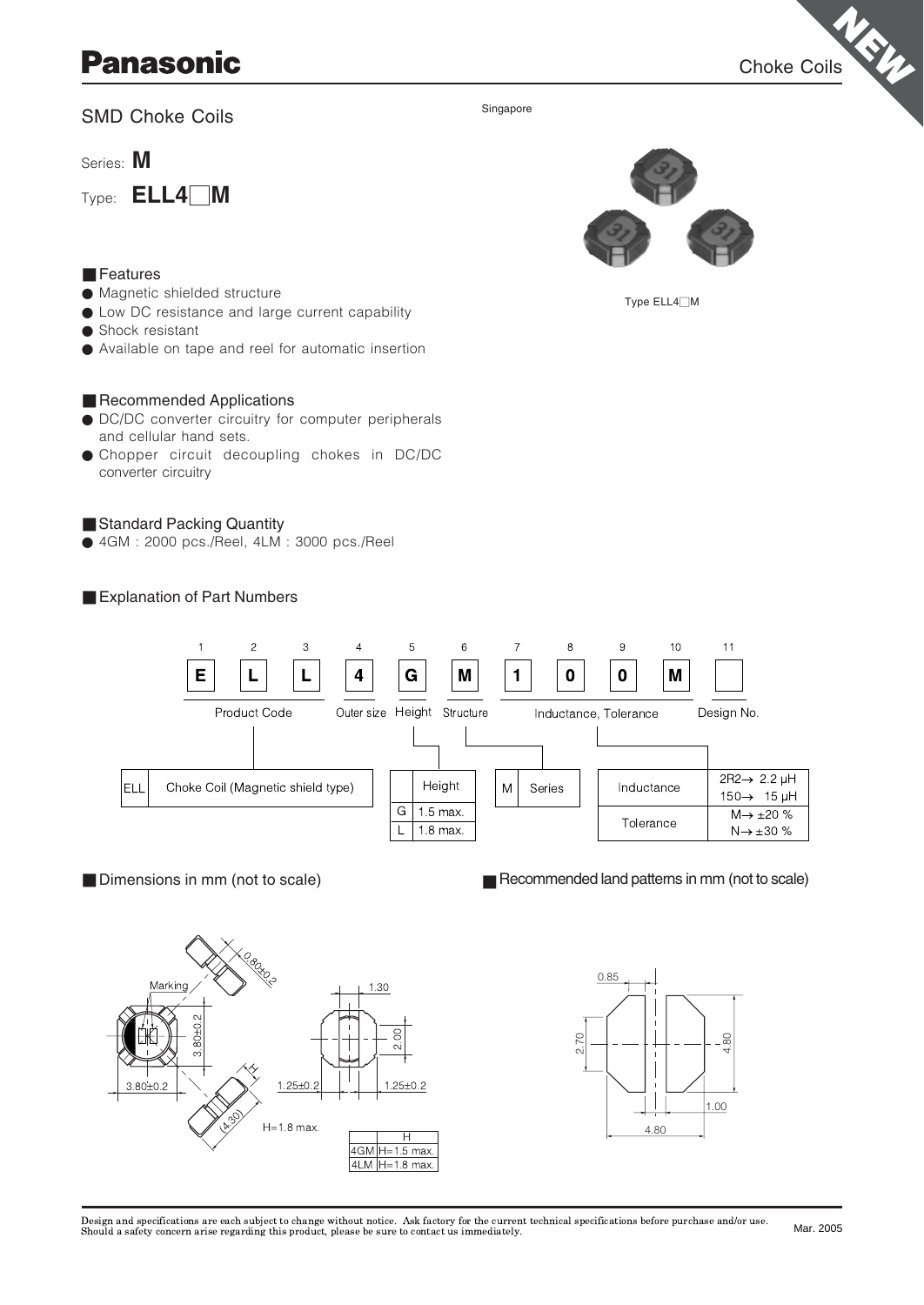Panasonic — Choke Coils

# SMD Choke Coils

Singapore

Series: **M**

Type: **ELL4□M**

Type ELL4□M

## ■ Features

- Magnetic shielded structure
- Low DC resistance and large current capability
- Shock resistant
- Available on tape and reel for automatic insertion

## ■ Recommended Applications

- DC/DC converter circuitry for computer peripherals and cellular hand sets.
- Chopper circuit decoupling chokes in DC/DC converter circuitry

## ■ Standard Packing Quantity

- 4GM : 2000 pcs./Reel, 4LM : 3000 pcs./Reel

## ■ Explanation of Part Numbers

| 1 | 2 | 3 | 4 | 5 | 6 | 7 | 8 | 9 | 10 | 11 |
|---|---|---|---|---|---|---|---|---|---|---|
| E | L | L | 4 | G | M | 1 | 0 | 0 | M | |
| Product Code | | | Outer size | Height | Structure | Inductance, Tolerance | | | | Design No. |

| | |
|---|---|
| ELL | Choke Coil (Magnetic shield type) |

| | Height |
|---|---|
| G | 1.5 max. |
| L | 1.8 max. |

| | |
|---|---|
| M | Series |

| | |
|---|---|
| Inductance | 2R2→ 2.2 μH<br>150→ 15 μH |
| Tolerance | M→ ±20 %<br>N→ ±30 % |

## ■ Dimensions in mm (not to scale)

Marking; 3.80±0.2; 3.80±0.2; 0.80±0.2; (4.30); H; 1.30; 2.00; 1.25±0.2; 1.25±0.2; H=1.8 max.

| | H |
|---|---|
| 4GM | H=1.5 max. |
| 4LM | H=1.8 max. |

## ■ Recommended land patterns in mm (not to scale)

0.85; 2.70; 4.80; 1.00; 4.80

Design and specifications are each subject to change without notice. Ask factory for the current technical specifications before purchase and/or use. Should a safety concern arise regarding this product, please be sure to contact us immediately.

Mar. 2005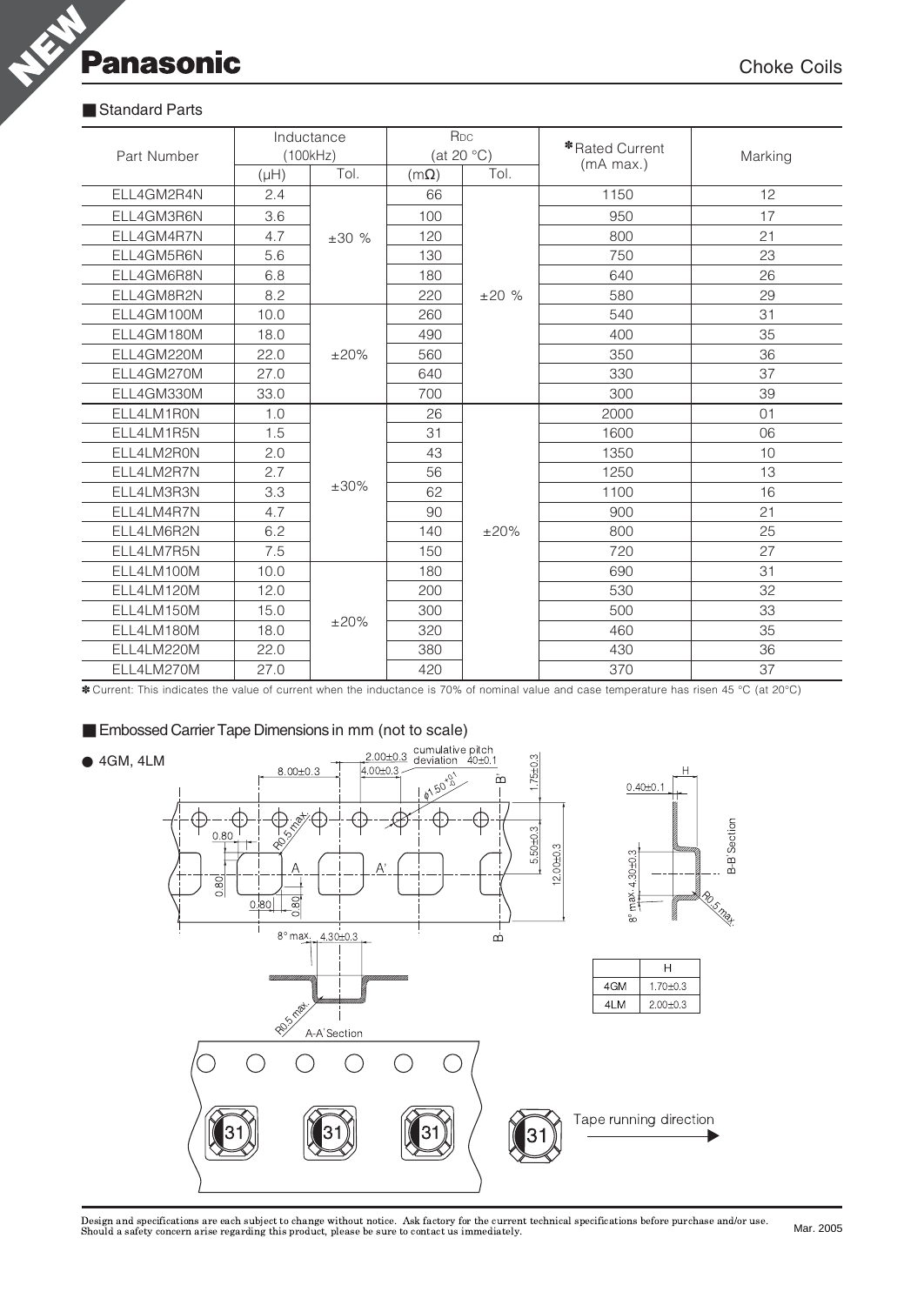## Standard Parts

| Part Number | Inductance (100kHz) | | RDC (at 20 °C) | | *Rated Current (mA max.) | Marking |
|---|---|---|---|---|---|---|
| | (μH) | Tol. | (mΩ) | Tol. | | |
| ELL4GM2R4N | 2.4 | ±30 % | 66 | ±20 % | 1150 | 12 |
| ELL4GM3R6N | 3.6 | | 100 | | 950 | 17 |
| ELL4GM4R7N | 4.7 | | 120 | | 800 | 21 |
| ELL4GM5R6N | 5.6 | | 130 | | 750 | 23 |
| ELL4GM6R8N | 6.8 | | 180 | | 640 | 26 |
| ELL4GM8R2N | 8.2 | | 220 | | 580 | 29 |
| ELL4GM100M | 10.0 | ±20% | 260 | | 540 | 31 |
| ELL4GM180M | 18.0 | | 490 | | 400 | 35 |
| ELL4GM220M | 22.0 | | 560 | | 350 | 36 |
| ELL4GM270M | 27.0 | | 640 | | 330 | 37 |
| ELL4GM330M | 33.0 | | 700 | | 300 | 39 |
| ELL4LM1R0N | 1.0 | ±30% | 26 | ±20% | 2000 | 01 |
| ELL4LM1R5N | 1.5 | | 31 | | 1600 | 06 |
| ELL4LM2R0N | 2.0 | | 43 | | 1350 | 10 |
| ELL4LM2R7N | 2.7 | | 56 | | 1250 | 13 |
| ELL4LM3R3N | 3.3 | | 62 | | 1100 | 16 |
| ELL4LM4R7N | 4.7 | | 90 | | 900 | 21 |
| ELL4LM6R2N | 6.2 | | 140 | | 800 | 25 |
| ELL4LM7R5N | 7.5 | | 150 | | 720 | 27 |
| ELL4LM100M | 10.0 | ±20% | 180 | | 690 | 31 |
| ELL4LM120M | 12.0 | | 200 | | 530 | 32 |
| ELL4LM150M | 15.0 | | 300 | | 500 | 33 |
| ELL4LM180M | 18.0 | | 320 | | 460 | 35 |
| ELL4LM220M | 22.0 | | 380 | | 430 | 36 |
| ELL4LM270M | 27.0 | | 420 | | 370 | 37 |

* Current: This indicates the value of current when the inductance is 70% of nominal value and case temperature has risen 45 °C (at 20°C)

## Embossed Carrier Tape Dimensions in mm (not to scale)

● 4GM, 4LM

8.00±0.3
2.00±0.3
4.00±0.3
cumulative pitch deviation 40±0.1
φ1.50 +0.1 -0
1.75±0.3
5.50±0.3
12.00±0.3
R0.5 max.
0.80
0.80
0.80
0.80
A
A'
B
B'
8° max.
4.30±0.3
R0.5 max.
A-A' Section

H
0.40±0.1
8° max. 4.30±0.3
R0.5 max.
B-B' Section

| | H |
|---|---|
| 4GM | 1.70±0.3 |
| 4LM | 2.00±0.3 |

31 31 31 31
Tape running direction

Design and specifications are each subject to change without notice. Ask factory for the current technical specifications before purchase and/or use. Should a safety concern arise regarding this product, please be sure to contact us immediately.

Mar. 2005